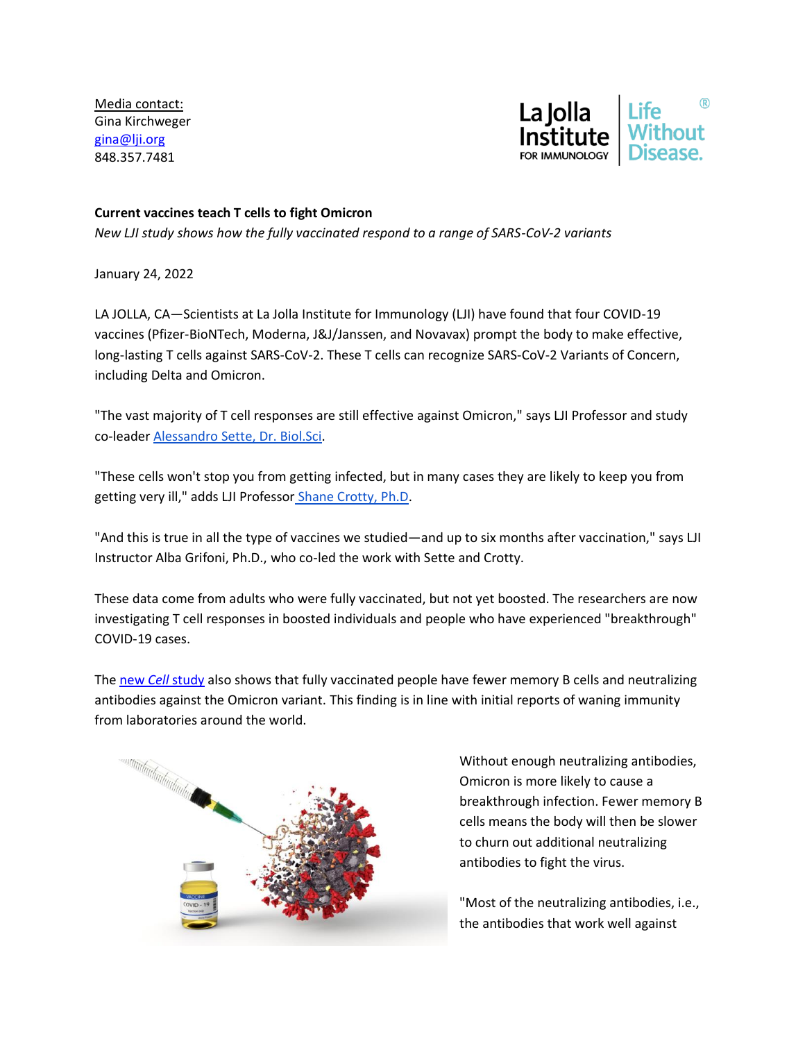Media contact:
Gina Kirchweger
gina@lji.org
848.357.7481

La Jolla Institute FOR IMMUNOLOGY | Life Without Disease.®

**Current vaccines teach T cells to fight Omicron**

*New LJI study shows how the fully vaccinated respond to a range of SARS-CoV-2 variants*

January 24, 2022

LA JOLLA, CA—Scientists at La Jolla Institute for Immunology (LJI) have found that four COVID-19 vaccines (Pfizer-BioNTech, Moderna, J&J/Janssen, and Novavax) prompt the body to make effective, long-lasting T cells against SARS-CoV-2. These T cells can recognize SARS-CoV-2 Variants of Concern, including Delta and Omicron.

"The vast majority of T cell responses are still effective against Omicron," says LJI Professor and study co-leader Alessandro Sette, Dr. Biol.Sci.

"These cells won't stop you from getting infected, but in many cases they are likely to keep you from getting very ill," adds LJI Professor Shane Crotty, Ph.D.

"And this is true in all the type of vaccines we studied—and up to six months after vaccination," says LJI Instructor Alba Grifoni, Ph.D., who co-led the work with Sette and Crotty.

These data come from adults who were fully vaccinated, but not yet boosted. The researchers are now investigating T cell responses in boosted individuals and people who have experienced "breakthrough" COVID-19 cases.

The new *Cell* study also shows that fully vaccinated people have fewer memory B cells and neutralizing antibodies against the Omicron variant. This finding is in line with initial reports of waning immunity from laboratories around the world.

Without enough neutralizing antibodies, Omicron is more likely to cause a breakthrough infection. Fewer memory B cells means the body will then be slower to churn out additional neutralizing antibodies to fight the virus.

"Most of the neutralizing antibodies, i.e., the antibodies that work well against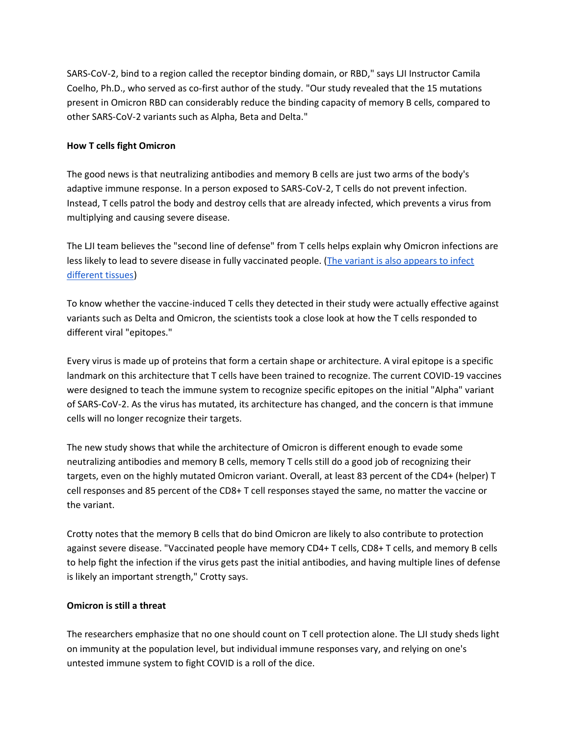SARS-CoV-2, bind to a region called the receptor binding domain, or RBD," says LJI Instructor Camila Coelho, Ph.D., who served as co-first author of the study. "Our study revealed that the 15 mutations present in Omicron RBD can considerably reduce the binding capacity of memory B cells, compared to other SARS-CoV-2 variants such as Alpha, Beta and Delta."

**How T cells fight Omicron**

The good news is that neutralizing antibodies and memory B cells are just two arms of the body's adaptive immune response. In a person exposed to SARS-CoV-2, T cells do not prevent infection. Instead, T cells patrol the body and destroy cells that are already infected, which prevents a virus from multiplying and causing severe disease.

The LJI team believes the "second line of defense" from T cells helps explain why Omicron infections are less likely to lead to severe disease in fully vaccinated people. ([The variant is also appears to infect different tissues]())

To know whether the vaccine-induced T cells they detected in their study were actually effective against variants such as Delta and Omicron, the scientists took a close look at how the T cells responded to different viral "epitopes."

Every virus is made up of proteins that form a certain shape or architecture. A viral epitope is a specific landmark on this architecture that T cells have been trained to recognize. The current COVID-19 vaccines were designed to teach the immune system to recognize specific epitopes on the initial "Alpha" variant of SARS-CoV-2. As the virus has mutated, its architecture has changed, and the concern is that immune cells will no longer recognize their targets.

The new study shows that while the architecture of Omicron is different enough to evade some neutralizing antibodies and memory B cells, memory T cells still do a good job of recognizing their targets, even on the highly mutated Omicron variant. Overall, at least 83 percent of the CD4+ (helper) T cell responses and 85 percent of the CD8+ T cell responses stayed the same, no matter the vaccine or the variant.

Crotty notes that the memory B cells that do bind Omicron are likely to also contribute to protection against severe disease. "Vaccinated people have memory CD4+ T cells, CD8+ T cells, and memory B cells to help fight the infection if the virus gets past the initial antibodies, and having multiple lines of defense is likely an important strength," Crotty says.

**Omicron is still a threat**

The researchers emphasize that no one should count on T cell protection alone. The LJI study sheds light on immunity at the population level, but individual immune responses vary, and relying on one's untested immune system to fight COVID is a roll of the dice.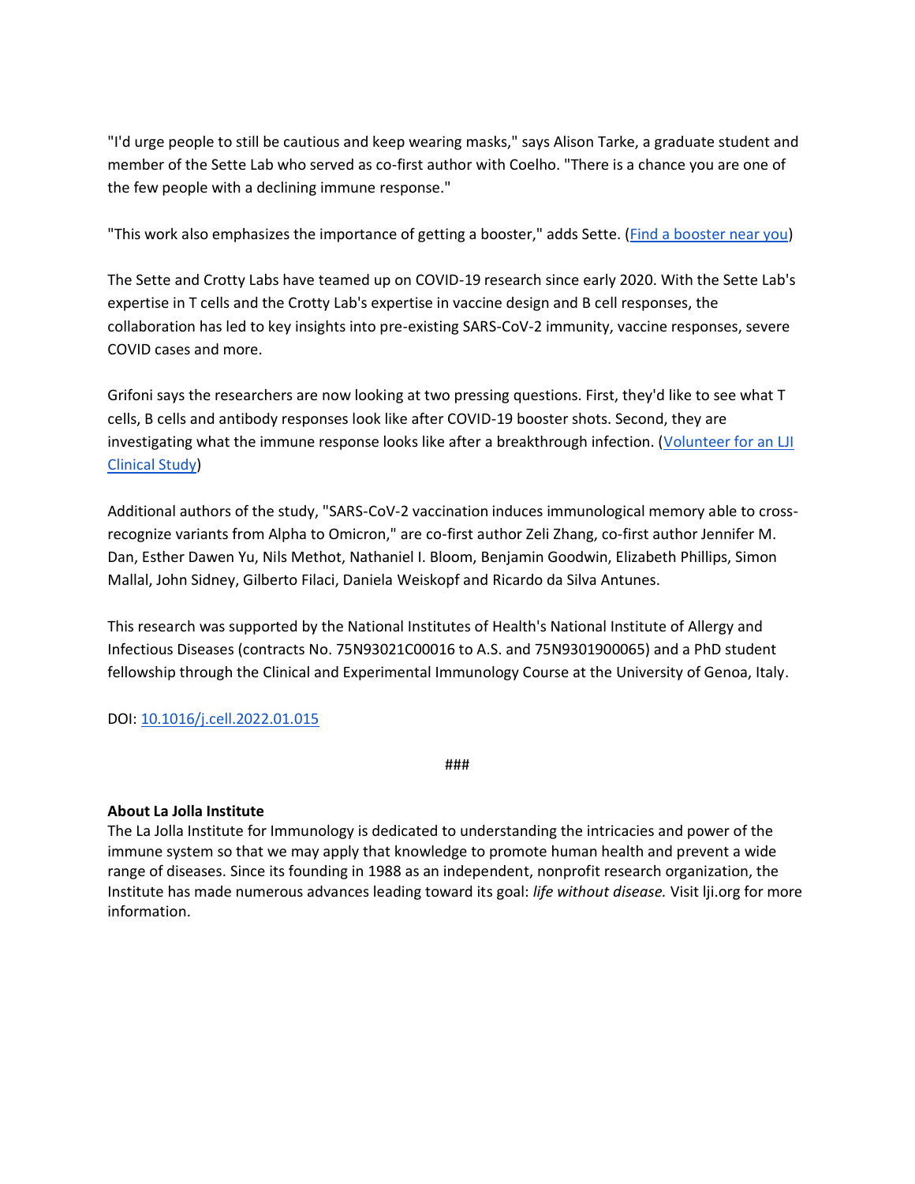"I'd urge people to still be cautious and keep wearing masks," says Alison Tarke, a graduate student and member of the Sette Lab who served as co-first author with Coelho. "There is a chance you are one of the few people with a declining immune response."

"This work also emphasizes the importance of getting a booster," adds Sette. ([Find a booster near you]())

The Sette and Crotty Labs have teamed up on COVID-19 research since early 2020. With the Sette Lab's expertise in T cells and the Crotty Lab's expertise in vaccine design and B cell responses, the collaboration has led to key insights into pre-existing SARS-CoV-2 immunity, vaccine responses, severe COVID cases and more.

Grifoni says the researchers are now looking at two pressing questions. First, they'd like to see what T cells, B cells and antibody responses look like after COVID-19 booster shots. Second, they are investigating what the immune response looks like after a breakthrough infection. ([Volunteer for an LJI Clinical Study]())

Additional authors of the study, "SARS-CoV-2 vaccination induces immunological memory able to cross-recognize variants from Alpha to Omicron," are co-first author Zeli Zhang, co-first author Jennifer M. Dan, Esther Dawen Yu, Nils Methot, Nathaniel I. Bloom, Benjamin Goodwin, Elizabeth Phillips, Simon Mallal, John Sidney, Gilberto Filaci, Daniela Weiskopf and Ricardo da Silva Antunes.

This research was supported by the National Institutes of Health's National Institute of Allergy and Infectious Diseases (contracts No. 75N93021C00016 to A.S. and 75N9301900065) and a PhD student fellowship through the Clinical and Experimental Immunology Course at the University of Genoa, Italy.

DOI: [10.1016/j.cell.2022.01.015]()

###

**About La Jolla Institute**

The La Jolla Institute for Immunology is dedicated to understanding the intricacies and power of the immune system so that we may apply that knowledge to promote human health and prevent a wide range of diseases. Since its founding in 1988 as an independent, nonprofit research organization, the Institute has made numerous advances leading toward its goal: *life without disease.* Visit lji.org for more information.